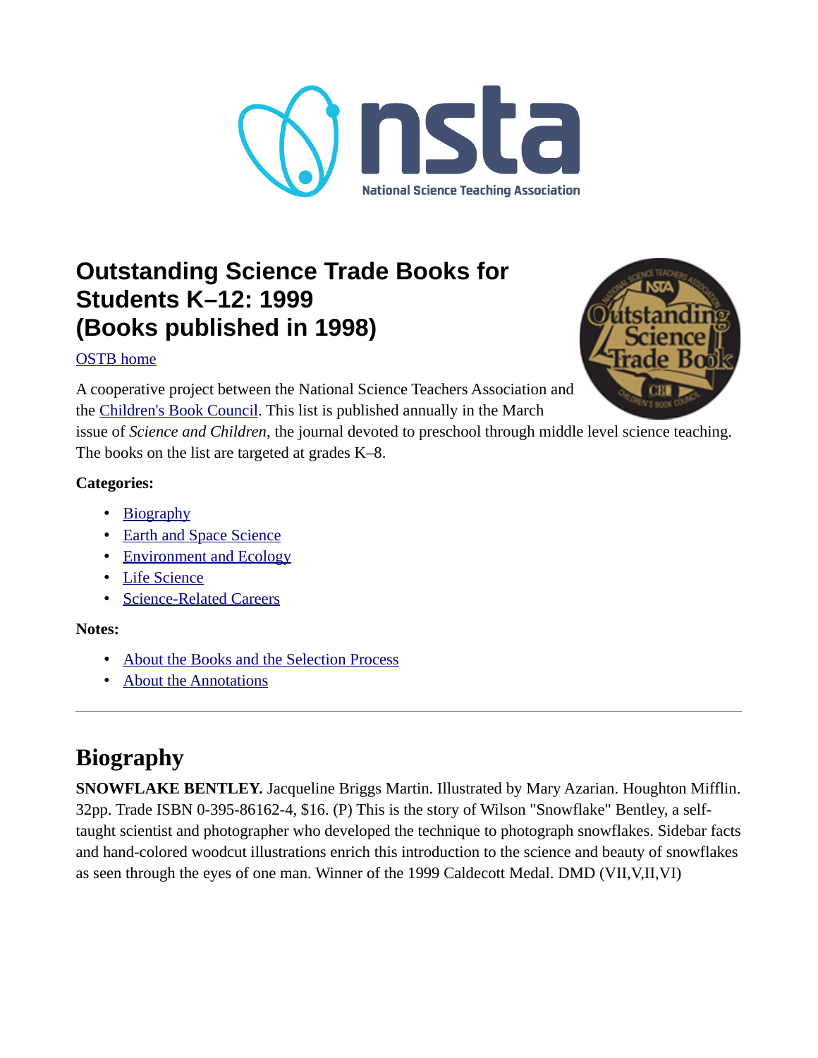# Outstanding Science Trade Books for Students K–12: 1999 (Books published in 1998)

OSTB home

A cooperative project between the National Science Teachers Association and the Children's Book Council. This list is published annually in the March issue of *Science and Children*, the journal devoted to preschool through middle level science teaching. The books on the list are targeted at grades K–8.

**Categories:**

- Biography
- Earth and Space Science
- Environment and Ecology
- Life Science
- Science-Related Careers

**Notes:**

- About the Books and the Selection Process
- About the Annotations

---

## Biography

**SNOWFLAKE BENTLEY.** Jacqueline Briggs Martin. Illustrated by Mary Azarian. Houghton Mifflin. 32pp. Trade ISBN 0-395-86162-4, $16. (P) This is the story of Wilson "Snowflake" Bentley, a self-taught scientist and photographer who developed the technique to photograph snowflakes. Sidebar facts and hand-colored woodcut illustrations enrich this introduction to the science and beauty of snowflakes as seen through the eyes of one man. Winner of the 1999 Caldecott Medal. DMD (VII,V,II,VI)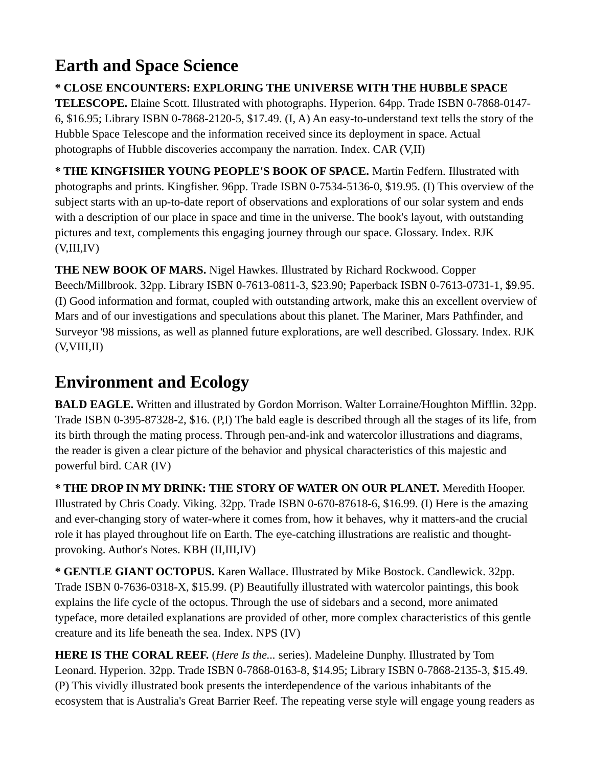# Earth and Space Science

**\* CLOSE ENCOUNTERS: EXPLORING THE UNIVERSE WITH THE HUBBLE SPACE TELESCOPE.** Elaine Scott. Illustrated with photographs. Hyperion. 64pp. Trade ISBN 0-7868-0147-6, $16.95; Library ISBN 0-7868-2120-5, $17.49. (I, A) An easy-to-understand text tells the story of the Hubble Space Telescope and the information received since its deployment in space. Actual photographs of Hubble discoveries accompany the narration. Index. CAR (V,II)

**\* THE KINGFISHER YOUNG PEOPLE'S BOOK OF SPACE.** Martin Fedfern. Illustrated with photographs and prints. Kingfisher. 96pp. Trade ISBN 0-7534-5136-0, $19.95. (I) This overview of the subject starts with an up-to-date report of observations and explorations of our solar system and ends with a description of our place in space and time in the universe. The book's layout, with outstanding pictures and text, complements this engaging journey through our space. Glossary. Index. RJK (V,III,IV)

**THE NEW BOOK OF MARS.** Nigel Hawkes. Illustrated by Richard Rockwood. Copper Beech/Millbrook. 32pp. Library ISBN 0-7613-0811-3, $23.90; Paperback ISBN 0-7613-0731-1, $9.95. (I) Good information and format, coupled with outstanding artwork, make this an excellent overview of Mars and of our investigations and speculations about this planet. The Mariner, Mars Pathfinder, and Surveyor '98 missions, as well as planned future explorations, are well described. Glossary. Index. RJK (V,VIII,II)

# Environment and Ecology

**BALD EAGLE.** Written and illustrated by Gordon Morrison. Walter Lorraine/Houghton Mifflin. 32pp. Trade ISBN 0-395-87328-2, $16. (P,I) The bald eagle is described through all the stages of its life, from its birth through the mating process. Through pen-and-ink and watercolor illustrations and diagrams, the reader is given a clear picture of the behavior and physical characteristics of this majestic and powerful bird. CAR (IV)

**\* THE DROP IN MY DRINK: THE STORY OF WATER ON OUR PLANET.** Meredith Hooper. Illustrated by Chris Coady. Viking. 32pp. Trade ISBN 0-670-87618-6, $16.99. (I) Here is the amazing and ever-changing story of water-where it comes from, how it behaves, why it matters-and the crucial role it has played throughout life on Earth. The eye-catching illustrations are realistic and thought-provoking. Author's Notes. KBH (II,III,IV)

**\* GENTLE GIANT OCTOPUS.** Karen Wallace. Illustrated by Mike Bostock. Candlewick. 32pp. Trade ISBN 0-7636-0318-X, $15.99. (P) Beautifully illustrated with watercolor paintings, this book explains the life cycle of the octopus. Through the use of sidebars and a second, more animated typeface, more detailed explanations are provided of other, more complex characteristics of this gentle creature and its life beneath the sea. Index. NPS (IV)

**HERE IS THE CORAL REEF.** (*Here Is the...* series). Madeleine Dunphy. Illustrated by Tom Leonard. Hyperion. 32pp. Trade ISBN 0-7868-0163-8, $14.95; Library ISBN 0-7868-2135-3, $15.49. (P) This vividly illustrated book presents the interdependence of the various inhabitants of the ecosystem that is Australia's Great Barrier Reef. The repeating verse style will engage young readers as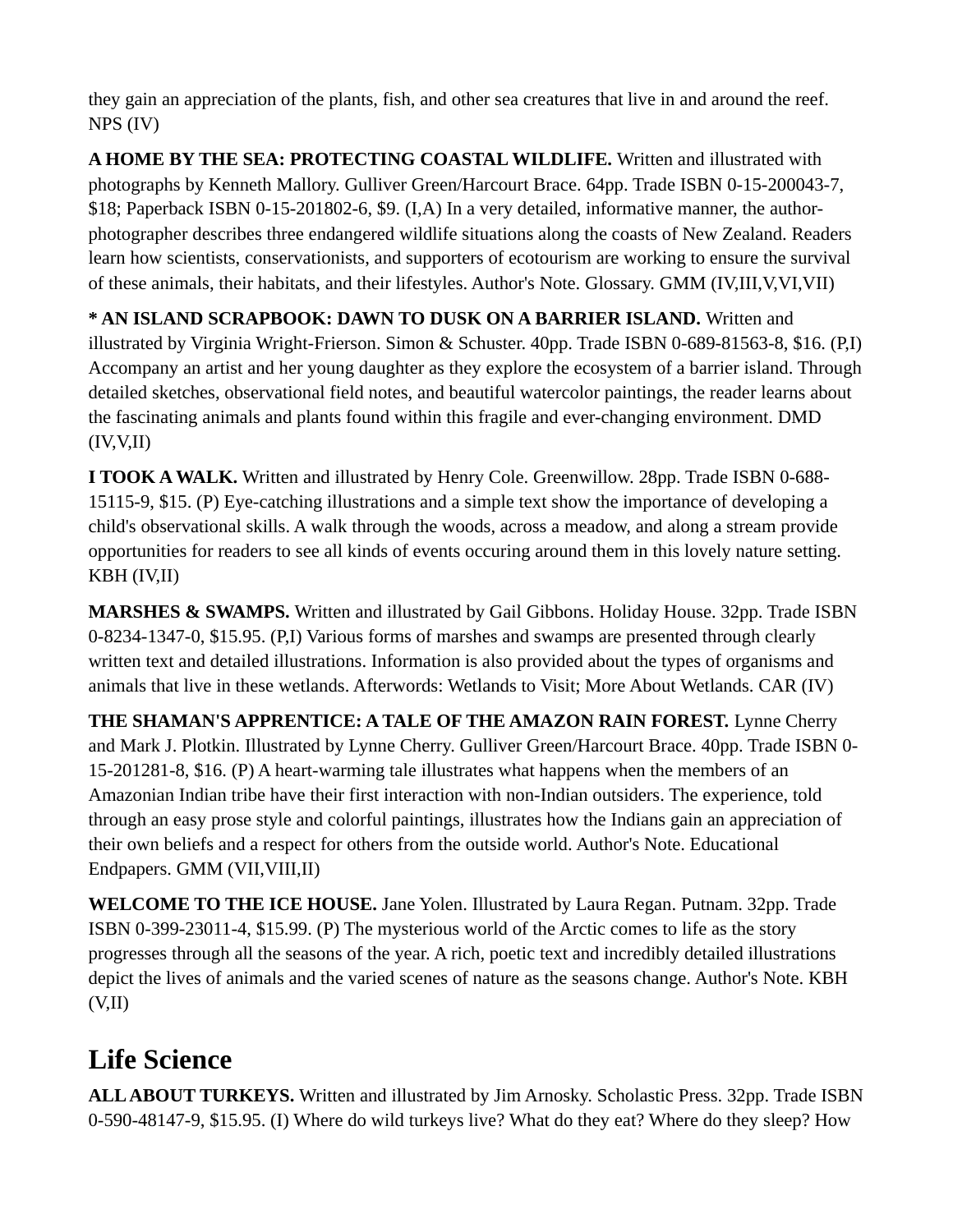they gain an appreciation of the plants, fish, and other sea creatures that live in and around the reef. NPS (IV)

**A HOME BY THE SEA: PROTECTING COASTAL WILDLIFE.** Written and illustrated with photographs by Kenneth Mallory. Gulliver Green/Harcourt Brace. 64pp. Trade ISBN 0-15-200043-7, $18; Paperback ISBN 0-15-201802-6, $9. (I,A) In a very detailed, informative manner, the author-photographer describes three endangered wildlife situations along the coasts of New Zealand. Readers learn how scientists, conservationists, and supporters of ecotourism are working to ensure the survival of these animals, their habitats, and their lifestyles. Author's Note. Glossary. GMM (IV,III,V,VI,VII)

**\* AN ISLAND SCRAPBOOK: DAWN TO DUSK ON A BARRIER ISLAND.** Written and illustrated by Virginia Wright-Frierson. Simon & Schuster. 40pp. Trade ISBN 0-689-81563-8, $16. (P,I) Accompany an artist and her young daughter as they explore the ecosystem of a barrier island. Through detailed sketches, observational field notes, and beautiful watercolor paintings, the reader learns about the fascinating animals and plants found within this fragile and ever-changing environment. DMD (IV,V,II)

**I TOOK A WALK.** Written and illustrated by Henry Cole. Greenwillow. 28pp. Trade ISBN 0-688-15115-9, $15. (P) Eye-catching illustrations and a simple text show the importance of developing a child's observational skills. A walk through the woods, across a meadow, and along a stream provide opportunities for readers to see all kinds of events occuring around them in this lovely nature setting. KBH (IV,II)

**MARSHES & SWAMPS.** Written and illustrated by Gail Gibbons. Holiday House. 32pp. Trade ISBN 0-8234-1347-0, $15.95. (P,I) Various forms of marshes and swamps are presented through clearly written text and detailed illustrations. Information is also provided about the types of organisms and animals that live in these wetlands. Afterwords: Wetlands to Visit; More About Wetlands. CAR (IV)

**THE SHAMAN'S APPRENTICE: A TALE OF THE AMAZON RAIN FOREST.** Lynne Cherry and Mark J. Plotkin. Illustrated by Lynne Cherry. Gulliver Green/Harcourt Brace. 40pp. Trade ISBN 0-15-201281-8, $16. (P) A heart-warming tale illustrates what happens when the members of an Amazonian Indian tribe have their first interaction with non-Indian outsiders. The experience, told through an easy prose style and colorful paintings, illustrates how the Indians gain an appreciation of their own beliefs and a respect for others from the outside world. Author's Note. Educational Endpapers. GMM (VII,VIII,II)

**WELCOME TO THE ICE HOUSE.** Jane Yolen. Illustrated by Laura Regan. Putnam. 32pp. Trade ISBN 0-399-23011-4, $15.99. (P) The mysterious world of the Arctic comes to life as the story progresses through all the seasons of the year. A rich, poetic text and incredibly detailed illustrations depict the lives of animals and the varied scenes of nature as the seasons change. Author's Note. KBH (V,II)

## Life Science

**ALL ABOUT TURKEYS.** Written and illustrated by Jim Arnosky. Scholastic Press. 32pp. Trade ISBN 0-590-48147-9, $15.95. (I) Where do wild turkeys live? What do they eat? Where do they sleep? How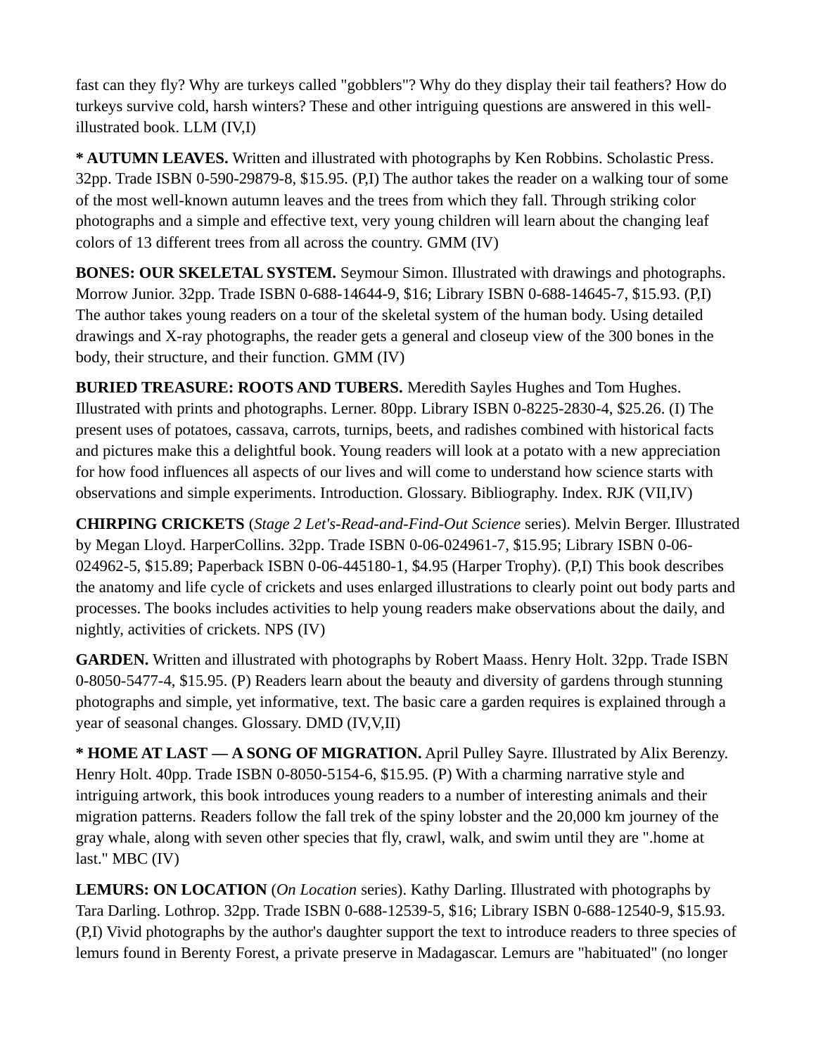fast can they fly? Why are turkeys called "gobblers"? Why do they display their tail feathers? How do turkeys survive cold, harsh winters? These and other intriguing questions are answered in this well-illustrated book. LLM (IV,I)

**\* AUTUMN LEAVES.** Written and illustrated with photographs by Ken Robbins. Scholastic Press. 32pp. Trade ISBN 0-590-29879-8, $15.95. (P,I) The author takes the reader on a walking tour of some of the most well-known autumn leaves and the trees from which they fall. Through striking color photographs and a simple and effective text, very young children will learn about the changing leaf colors of 13 different trees from all across the country. GMM (IV)

**BONES: OUR SKELETAL SYSTEM.** Seymour Simon. Illustrated with drawings and photographs. Morrow Junior. 32pp. Trade ISBN 0-688-14644-9, $16; Library ISBN 0-688-14645-7, $15.93. (P,I) The author takes young readers on a tour of the skeletal system of the human body. Using detailed drawings and X-ray photographs, the reader gets a general and closeup view of the 300 bones in the body, their structure, and their function. GMM (IV)

**BURIED TREASURE: ROOTS AND TUBERS.** Meredith Sayles Hughes and Tom Hughes. Illustrated with prints and photographs. Lerner. 80pp. Library ISBN 0-8225-2830-4, $25.26. (I) The present uses of potatoes, cassava, carrots, turnips, beets, and radishes combined with historical facts and pictures make this a delightful book. Young readers will look at a potato with a new appreciation for how food influences all aspects of our lives and will come to understand how science starts with observations and simple experiments. Introduction. Glossary. Bibliography. Index. RJK (VII,IV)

**CHIRPING CRICKETS** (*Stage 2 Let's-Read-and-Find-Out Science* series). Melvin Berger. Illustrated by Megan Lloyd. HarperCollins. 32pp. Trade ISBN 0-06-024961-7, $15.95; Library ISBN 0-06-024962-5, $15.89; Paperback ISBN 0-06-445180-1, $4.95 (Harper Trophy). (P,I) This book describes the anatomy and life cycle of crickets and uses enlarged illustrations to clearly point out body parts and processes. The books includes activities to help young readers make observations about the daily, and nightly, activities of crickets. NPS (IV)

**GARDEN.** Written and illustrated with photographs by Robert Maass. Henry Holt. 32pp. Trade ISBN 0-8050-5477-4, $15.95. (P) Readers learn about the beauty and diversity of gardens through stunning photographs and simple, yet informative, text. The basic care a garden requires is explained through a year of seasonal changes. Glossary. DMD (IV,V,II)

**\* HOME AT LAST — A SONG OF MIGRATION.** April Pulley Sayre. Illustrated by Alix Berenzy. Henry Holt. 40pp. Trade ISBN 0-8050-5154-6, $15.95. (P) With a charming narrative style and intriguing artwork, this book introduces young readers to a number of interesting animals and their migration patterns. Readers follow the fall trek of the spiny lobster and the 20,000 km journey of the gray whale, along with seven other species that fly, crawl, walk, and swim until they are ".home at last." MBC (IV)

**LEMURS: ON LOCATION** (*On Location* series). Kathy Darling. Illustrated with photographs by Tara Darling. Lothrop. 32pp. Trade ISBN 0-688-12539-5, $16; Library ISBN 0-688-12540-9, $15.93. (P,I) Vivid photographs by the author's daughter support the text to introduce readers to three species of lemurs found in Berenty Forest, a private preserve in Madagascar. Lemurs are "habituated" (no longer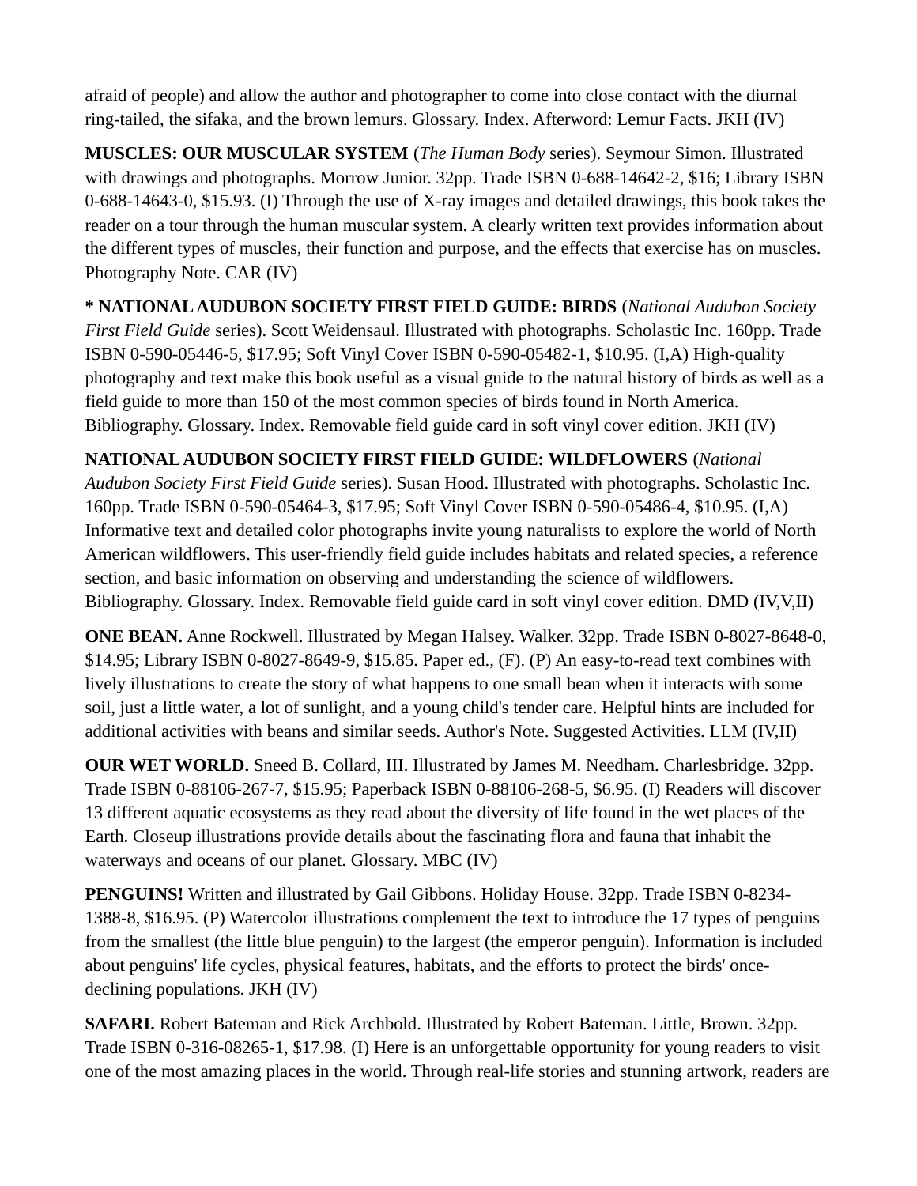afraid of people) and allow the author and photographer to come into close contact with the diurnal ring-tailed, the sifaka, and the brown lemurs. Glossary. Index. Afterword: Lemur Facts. JKH (IV)

**MUSCLES: OUR MUSCULAR SYSTEM** (*The Human Body* series). Seymour Simon. Illustrated with drawings and photographs. Morrow Junior. 32pp. Trade ISBN 0-688-14642-2, $16; Library ISBN 0-688-14643-0, $15.93. (I) Through the use of X-ray images and detailed drawings, this book takes the reader on a tour through the human muscular system. A clearly written text provides information about the different types of muscles, their function and purpose, and the effects that exercise has on muscles. Photography Note. CAR (IV)

**\* NATIONAL AUDUBON SOCIETY FIRST FIELD GUIDE: BIRDS** (*National Audubon Society First Field Guide* series). Scott Weidensaul. Illustrated with photographs. Scholastic Inc. 160pp. Trade ISBN 0-590-05446-5, $17.95; Soft Vinyl Cover ISBN 0-590-05482-1, $10.95. (I,A) High-quality photography and text make this book useful as a visual guide to the natural history of birds as well as a field guide to more than 150 of the most common species of birds found in North America. Bibliography. Glossary. Index. Removable field guide card in soft vinyl cover edition. JKH (IV)

**NATIONAL AUDUBON SOCIETY FIRST FIELD GUIDE: WILDFLOWERS** (*National Audubon Society First Field Guide* series). Susan Hood. Illustrated with photographs. Scholastic Inc. 160pp. Trade ISBN 0-590-05464-3, $17.95; Soft Vinyl Cover ISBN 0-590-05486-4, $10.95. (I,A) Informative text and detailed color photographs invite young naturalists to explore the world of North American wildflowers. This user-friendly field guide includes habitats and related species, a reference section, and basic information on observing and understanding the science of wildflowers. Bibliography. Glossary. Index. Removable field guide card in soft vinyl cover edition. DMD (IV,V,II)

**ONE BEAN.** Anne Rockwell. Illustrated by Megan Halsey. Walker. 32pp. Trade ISBN 0-8027-8648-0, $14.95; Library ISBN 0-8027-8649-9, $15.85. Paper ed., (F). (P) An easy-to-read text combines with lively illustrations to create the story of what happens to one small bean when it interacts with some soil, just a little water, a lot of sunlight, and a young child's tender care. Helpful hints are included for additional activities with beans and similar seeds. Author's Note. Suggested Activities. LLM (IV,II)

**OUR WET WORLD.** Sneed B. Collard, III. Illustrated by James M. Needham. Charlesbridge. 32pp. Trade ISBN 0-88106-267-7, $15.95; Paperback ISBN 0-88106-268-5, $6.95. (I) Readers will discover 13 different aquatic ecosystems as they read about the diversity of life found in the wet places of the Earth. Closeup illustrations provide details about the fascinating flora and fauna that inhabit the waterways and oceans of our planet. Glossary. MBC (IV)

**PENGUINS!** Written and illustrated by Gail Gibbons. Holiday House. 32pp. Trade ISBN 0-8234-1388-8, $16.95. (P) Watercolor illustrations complement the text to introduce the 17 types of penguins from the smallest (the little blue penguin) to the largest (the emperor penguin). Information is included about penguins' life cycles, physical features, habitats, and the efforts to protect the birds' once-declining populations. JKH (IV)

**SAFARI.** Robert Bateman and Rick Archbold. Illustrated by Robert Bateman. Little, Brown. 32pp. Trade ISBN 0-316-08265-1, $17.98. (I) Here is an unforgettable opportunity for young readers to visit one of the most amazing places in the world. Through real-life stories and stunning artwork, readers are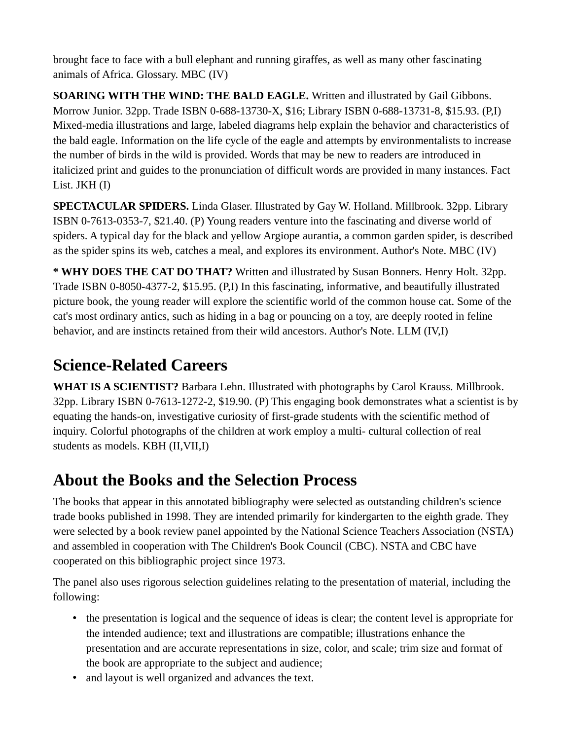brought face to face with a bull elephant and running giraffes, as well as many other fascinating animals of Africa. Glossary. MBC (IV)

**SOARING WITH THE WIND: THE BALD EAGLE.** Written and illustrated by Gail Gibbons. Morrow Junior. 32pp. Trade ISBN 0-688-13730-X, $16; Library ISBN 0-688-13731-8, $15.93. (P,I) Mixed-media illustrations and large, labeled diagrams help explain the behavior and characteristics of the bald eagle. Information on the life cycle of the eagle and attempts by environmentalists to increase the number of birds in the wild is provided. Words that may be new to readers are introduced in italicized print and guides to the pronunciation of difficult words are provided in many instances. Fact List. JKH (I)

**SPECTACULAR SPIDERS.** Linda Glaser. Illustrated by Gay W. Holland. Millbrook. 32pp. Library ISBN 0-7613-0353-7, $21.40. (P) Young readers venture into the fascinating and diverse world of spiders. A typical day for the black and yellow Argiope aurantia, a common garden spider, is described as the spider spins its web, catches a meal, and explores its environment. Author's Note. MBC (IV)

**\* WHY DOES THE CAT DO THAT?** Written and illustrated by Susan Bonners. Henry Holt. 32pp. Trade ISBN 0-8050-4377-2, $15.95. (P,I) In this fascinating, informative, and beautifully illustrated picture book, the young reader will explore the scientific world of the common house cat. Some of the cat's most ordinary antics, such as hiding in a bag or pouncing on a toy, are deeply rooted in feline behavior, and are instincts retained from their wild ancestors. Author's Note. LLM (IV,I)

## Science-Related Careers

**WHAT IS A SCIENTIST?** Barbara Lehn. Illustrated with photographs by Carol Krauss. Millbrook. 32pp. Library ISBN 0-7613-1272-2, $19.90. (P) This engaging book demonstrates what a scientist is by equating the hands-on, investigative curiosity of first-grade students with the scientific method of inquiry. Colorful photographs of the children at work employ a multi- cultural collection of real students as models. KBH (II,VII,I)

## About the Books and the Selection Process

The books that appear in this annotated bibliography were selected as outstanding children's science trade books published in 1998. They are intended primarily for kindergarten to the eighth grade. They were selected by a book review panel appointed by the National Science Teachers Association (NSTA) and assembled in cooperation with The Children's Book Council (CBC). NSTA and CBC have cooperated on this bibliographic project since 1973.

The panel also uses rigorous selection guidelines relating to the presentation of material, including the following:

- the presentation is logical and the sequence of ideas is clear; the content level is appropriate for the intended audience; text and illustrations are compatible; illustrations enhance the presentation and are accurate representations in size, color, and scale; trim size and format of the book are appropriate to the subject and audience;
- and layout is well organized and advances the text.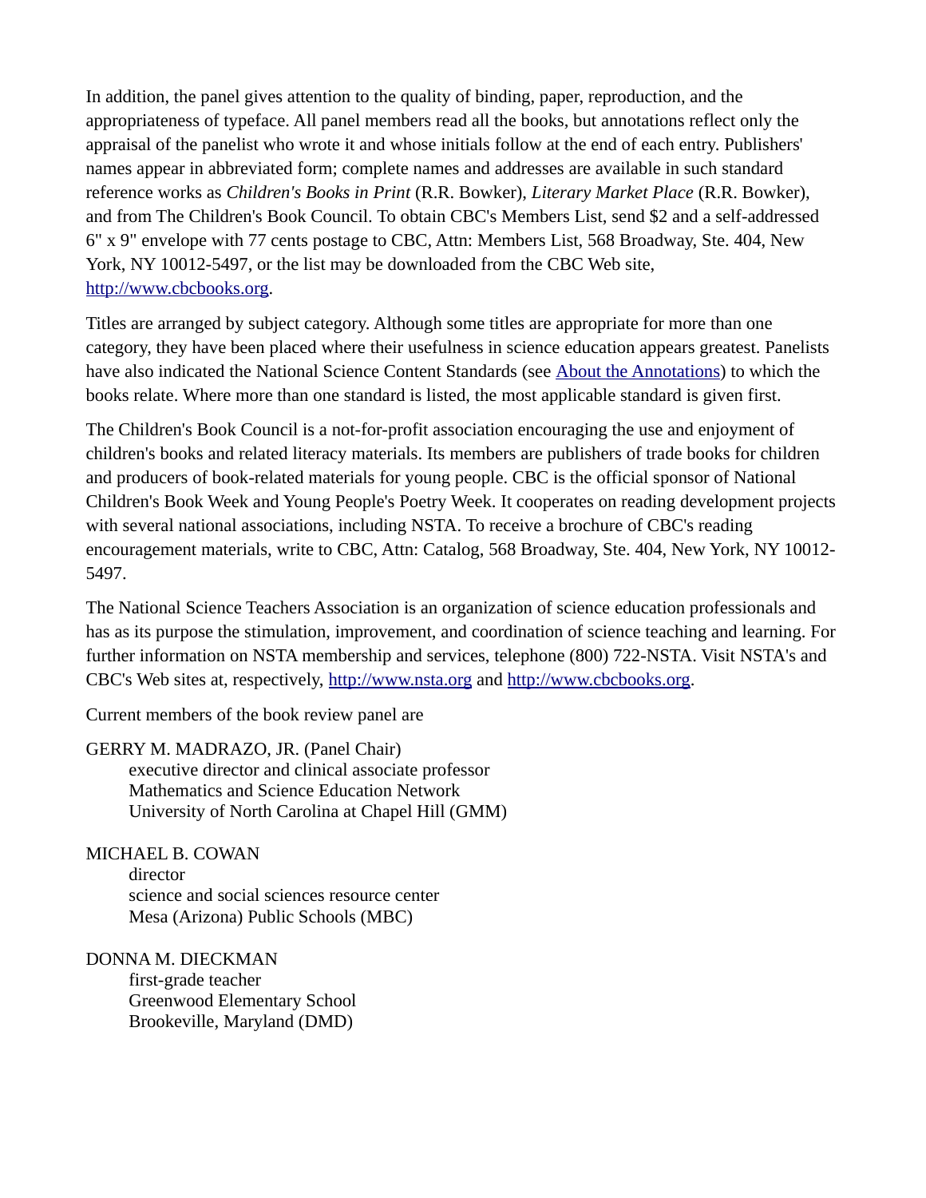In addition, the panel gives attention to the quality of binding, paper, reproduction, and the appropriateness of typeface. All panel members read all the books, but annotations reflect only the appraisal of the panelist who wrote it and whose initials follow at the end of each entry. Publishers' names appear in abbreviated form; complete names and addresses are available in such standard reference works as *Children's Books in Print* (R.R. Bowker), *Literary Market Place* (R.R. Bowker), and from The Children's Book Council. To obtain CBC's Members List, send $2 and a self-addressed 6" x 9" envelope with 77 cents postage to CBC, Attn: Members List, 568 Broadway, Ste. 404, New York, NY 10012-5497, or the list may be downloaded from the CBC Web site, [http://www.cbcbooks.org](http://www.cbcbooks.org).

Titles are arranged by subject category. Although some titles are appropriate for more than one category, they have been placed where their usefulness in science education appears greatest. Panelists have also indicated the National Science Content Standards (see [About the Annotations]) to which the books relate. Where more than one standard is listed, the most applicable standard is given first.

The Children's Book Council is a not-for-profit association encouraging the use and enjoyment of children's books and related literacy materials. Its members are publishers of trade books for children and producers of book-related materials for young people. CBC is the official sponsor of National Children's Book Week and Young People's Poetry Week. It cooperates on reading development projects with several national associations, including NSTA. To receive a brochure of CBC's reading encouragement materials, write to CBC, Attn: Catalog, 568 Broadway, Ste. 404, New York, NY 10012-5497.

The National Science Teachers Association is an organization of science education professionals and has as its purpose the stimulation, improvement, and coordination of science teaching and learning. For further information on NSTA membership and services, telephone (800) 722-NSTA. Visit NSTA's and CBC's Web sites at, respectively, [http://www.nsta.org](http://www.nsta.org) and [http://www.cbcbooks.org](http://www.cbcbooks.org).

Current members of the book review panel are

GERRY M. MADRAZO, JR. (Panel Chair)
executive director and clinical associate professor
Mathematics and Science Education Network
University of North Carolina at Chapel Hill (GMM)

MICHAEL B. COWAN
director
science and social sciences resource center
Mesa (Arizona) Public Schools (MBC)

DONNA M. DIECKMAN
first-grade teacher
Greenwood Elementary School
Brookeville, Maryland (DMD)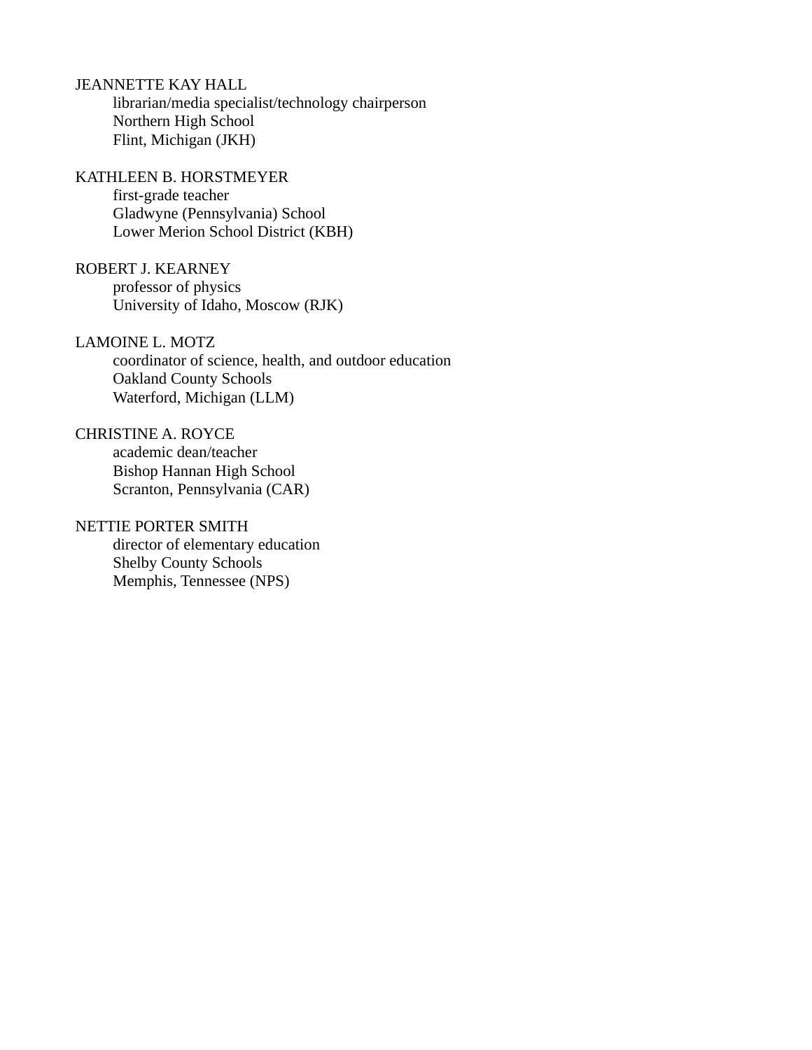JEANNETTE KAY HALL
librarian/media specialist/technology chairperson
Northern High School
Flint, Michigan (JKH)

KATHLEEN B. HORSTMEYER
first-grade teacher
Gladwyne (Pennsylvania) School
Lower Merion School District (KBH)

ROBERT J. KEARNEY
professor of physics
University of Idaho, Moscow (RJK)

LAMOINE L. MOTZ
coordinator of science, health, and outdoor education
Oakland County Schools
Waterford, Michigan (LLM)

CHRISTINE A. ROYCE
academic dean/teacher
Bishop Hannan High School
Scranton, Pennsylvania (CAR)

NETTIE PORTER SMITH
director of elementary education
Shelby County Schools
Memphis, Tennessee (NPS)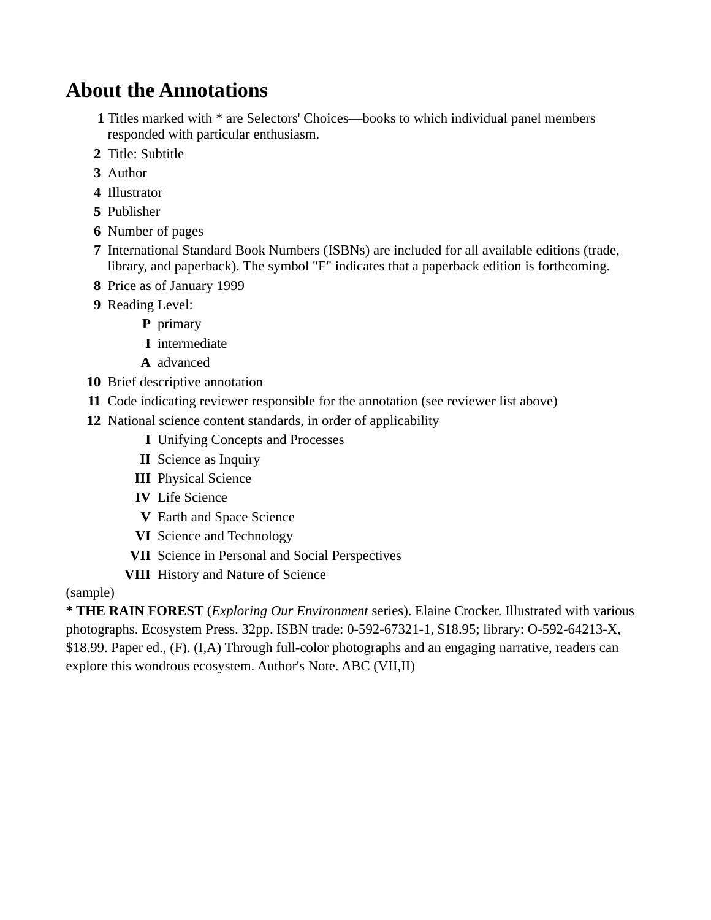## About the Annotations

1. Titles marked with * are Selectors' Choices—books to which individual panel members responded with particular enthusiasm.
2. Title: Subtitle
3. Author
4. Illustrator
5. Publisher
6. Number of pages
7. International Standard Book Numbers (ISBNs) are included for all available editions (trade, library, and paperback). The symbol "F" indicates that a paperback edition is forthcoming.
8. Price as of January 1999
9. Reading Level:
   - **P** primary
   - **I** intermediate
   - **A** advanced
10. Brief descriptive annotation
11. Code indicating reviewer responsible for the annotation (see reviewer list above)
12. National science content standards, in order of applicability
    - **I** Unifying Concepts and Processes
    - **II** Science as Inquiry
    - **III** Physical Science
    - **IV** Life Science
    - **V** Earth and Space Science
    - **VI** Science and Technology
    - **VII** Science in Personal and Social Perspectives
    - **VIII** History and Nature of Science

(sample)

**\* THE RAIN FOREST** (*Exploring Our Environment* series). Elaine Crocker. Illustrated with various photographs. Ecosystem Press. 32pp. ISBN trade: 0-592-67321-1, $18.95; library: O-592-64213-X, $18.99. Paper ed., (F). (I,A) Through full-color photographs and an engaging narrative, readers can explore this wondrous ecosystem. Author's Note. ABC (VII,II)